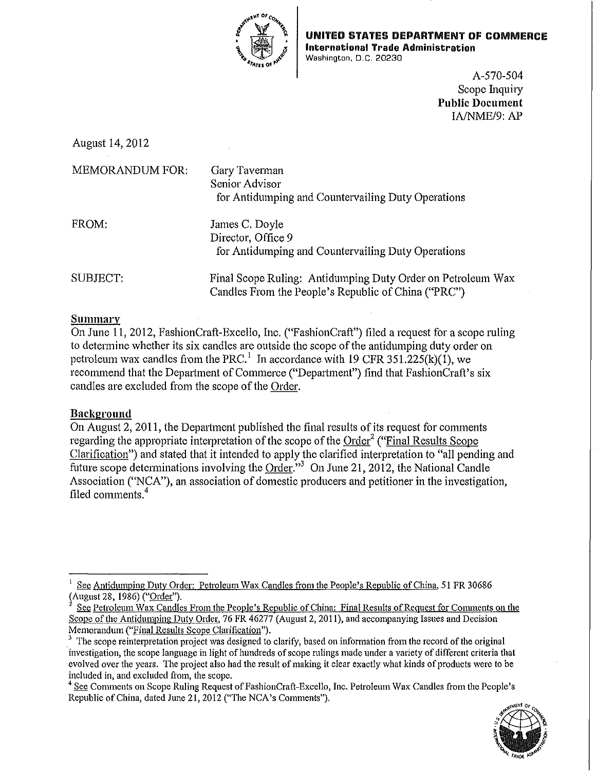**UNITED STATES DEPARTMENT OF COMMERCE**
**International Trade Administration**
Washington, D.C. 20230

A-570-504
Scope Inquiry
**Public Document**
IA/NME/9: AP

August 14, 2012

MEMORANDUM FOR: Gary Taverman
Senior Advisor
for Antidumping and Countervailing Duty Operations

FROM: James C. Doyle
Director, Office 9
for Antidumping and Countervailing Duty Operations

SUBJECT: Final Scope Ruling: Antidumping Duty Order on Petroleum Wax Candles From the People's Republic of China ("PRC")

## Summary

On June 11, 2012, FashionCraft-Excello, Inc. ("FashionCraft") filed a request for a scope ruling to determine whether its six candles are outside the scope of the antidumping duty order on petroleum wax candles from the PRC.[1] In accordance with 19 CFR 351.225(k)(1), we recommend that the Department of Commerce ("Department") find that FashionCraft's six candles are excluded from the scope of the Order.

## Background

On August 2, 2011, the Department published the final results of its request for comments regarding the appropriate interpretation of the scope of the Order[2] ("Final Results Scope Clarification") and stated that it intended to apply the clarified interpretation to "all pending and future scope determinations involving the Order."[3] On June 21, 2012, the National Candle Association ("NCA"), an association of domestic producers and petitioner in the investigation, filed comments.[4]

---

[1] See Antidumping Duty Order: Petroleum Wax Candles from the People's Republic of China, 51 FR 30686 (August 28, 1986) ("Order").

[2] See Petroleum Wax Candles From the People's Republic of China: Final Results of Request for Comments on the Scope of the Antidumping Duty Order, 76 FR 46277 (August 2, 2011), and accompanying Issues and Decision Memorandum ("Final Results Scope Clarification").

[3] The scope reinterpretation project was designed to clarify, based on information from the record of the original investigation, the scope language in light of hundreds of scope rulings made under a variety of different criteria that evolved over the years. The project also had the result of making it clear exactly what kinds of products were to be included in, and excluded from, the scope.

[4] See Comments on Scope Ruling Request of FashionCraft-Excello, Inc. Petroleum Wax Candles from the People's Republic of China, dated June 21, 2012 ("The NCA's Comments").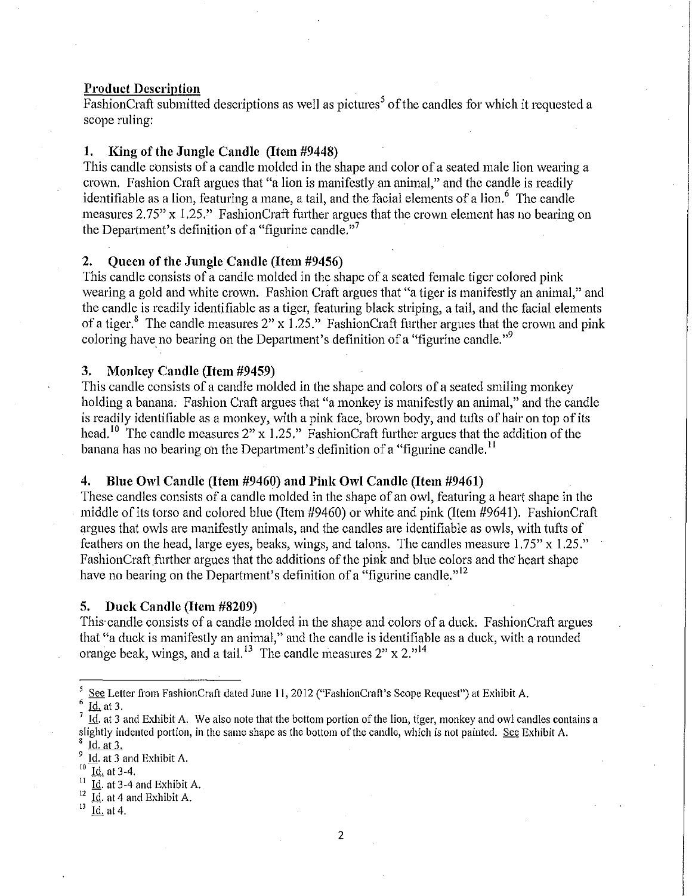**Product Description**

FashionCraft submitted descriptions as well as pictures[5] of the candles for which it requested a scope ruling:

### 1. King of the Jungle Candle (Item #9448)

This candle consists of a candle molded in the shape and color of a seated male lion wearing a crown. Fashion Craft argues that "a lion is manifestly an animal," and the candle is readily identifiable as a lion, featuring a mane, a tail, and the facial elements of a lion.[6] The candle measures 2.75" x 1.25." FashionCraft further argues that the crown element has no bearing on the Department's definition of a "figurine candle."[7]

### 2. Queen of the Jungle Candle (Item #9456)

This candle consists of a candle molded in the shape of a seated female tiger colored pink wearing a gold and white crown. Fashion Craft argues that "a tiger is manifestly an animal," and the candle is readily identifiable as a tiger, featuring black striping, a tail, and the facial elements of a tiger.[8] The candle measures 2" x 1.25." FashionCraft further argues that the crown and pink coloring have no bearing on the Department's definition of a "figurine candle."[9]

### 3. Monkey Candle (Item #9459)

This candle consists of a candle molded in the shape and colors of a seated smiling monkey holding a banana. Fashion Craft argues that "a monkey is manifestly an animal," and the candle is readily identifiable as a monkey, with a pink face, brown body, and tufts of hair on top of its head.[10] The candle measures 2" x 1.25." FashionCraft further argues that the addition of the banana has no bearing on the Department's definition of a "figurine candle.[11]

### 4. Blue Owl Candle (Item #9460) and Pink Owl Candle (Item #9461)

These candles consists of a candle molded in the shape of an owl, featuring a heart shape in the middle of its torso and colored blue (Item #9460) or white and pink (Item #9641). FashionCraft argues that owls are manifestly animals, and the candles are identifiable as owls, with tufts of feathers on the head, large eyes, beaks, wings, and talons. The candles measure 1.75" x 1.25." FashionCraft further argues that the additions of the pink and blue colors and the heart shape have no bearing on the Department's definition of a "figurine candle."[12]

### 5. Duck Candle (Item #8209)

This candle consists of a candle molded in the shape and colors of a duck. FashionCraft argues that "a duck is manifestly an animal," and the candle is identifiable as a duck, with a rounded orange beak, wings, and a tail.[13] The candle measures 2" x 2."[14]

---

[5] See Letter from FashionCraft dated June 11, 2012 ("FashionCraft's Scope Request") at Exhibit A.

[6] Id. at 3.

[7] Id. at 3 and Exhibit A. We also note that the bottom portion of the lion, tiger, monkey and owl candles contains a slightly indented portion, in the same shape as the bottom of the candle, which is not painted. See Exhibit A.

[8] Id. at 3.

[9] Id. at 3 and Exhibit A.

[10] Id. at 3-4.

[11] Id. at 3-4 and Exhibit A.

[12] Id. at 4 and Exhibit A.

[13] Id. at 4.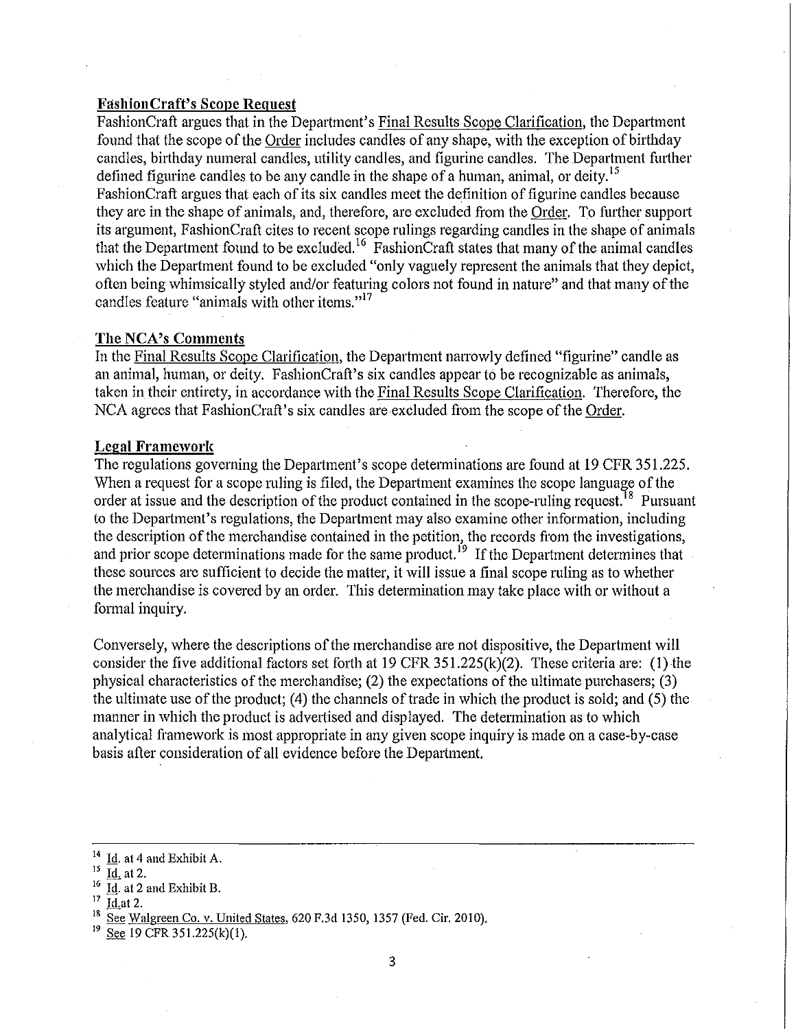**FashionCraft's Scope Request**

FashionCraft argues that in the Department's Final Results Scope Clarification, the Department found that the scope of the Order includes candles of any shape, with the exception of birthday candles, birthday numeral candles, utility candles, and figurine candles. The Department further defined figurine candles to be any candle in the shape of a human, animal, or deity.[15] FashionCraft argues that each of its six candles meet the definition of figurine candles because they are in the shape of animals, and, therefore, are excluded from the Order. To further support its argument, FashionCraft cites to recent scope rulings regarding candles in the shape of animals that the Department found to be excluded.[16] FashionCraft states that many of the animal candles which the Department found to be excluded "only vaguely represent the animals that they depict, often being whimsically styled and/or featuring colors not found in nature" and that many of the candles feature "animals with other items."[17]

**The NCA's Comments**

In the Final Results Scope Clarification, the Department narrowly defined "figurine" candle as an animal, human, or deity. FashionCraft's six candles appear to be recognizable as animals, taken in their entirety, in accordance with the Final Results Scope Clarification. Therefore, the NCA agrees that FashionCraft's six candles are excluded from the scope of the Order.

**Legal Framework**

The regulations governing the Department's scope determinations are found at 19 CFR 351.225. When a request for a scope ruling is filed, the Department examines the scope language of the order at issue and the description of the product contained in the scope-ruling request.[18] Pursuant to the Department's regulations, the Department may also examine other information, including the description of the merchandise contained in the petition, the records from the investigations, and prior scope determinations made for the same product.[19] If the Department determines that these sources are sufficient to decide the matter, it will issue a final scope ruling as to whether the merchandise is covered by an order. This determination may take place with or without a formal inquiry.

Conversely, where the descriptions of the merchandise are not dispositive, the Department will consider the five additional factors set forth at 19 CFR 351.225(k)(2). These criteria are: (1) the physical characteristics of the merchandise; (2) the expectations of the ultimate purchasers; (3) the ultimate use of the product; (4) the channels of trade in which the product is sold; and (5) the manner in which the product is advertised and displayed. The determination as to which analytical framework is most appropriate in any given scope inquiry is made on a case-by-case basis after consideration of all evidence before the Department.

---

[14] Id. at 4 and Exhibit A.

[15] Id. at 2.

[16] Id. at 2 and Exhibit B.

[17] Id. at 2.

[18] See Walgreen Co. v. United States, 620 F.3d 1350, 1357 (Fed. Cir. 2010).

[19] See 19 CFR 351.225(k)(1).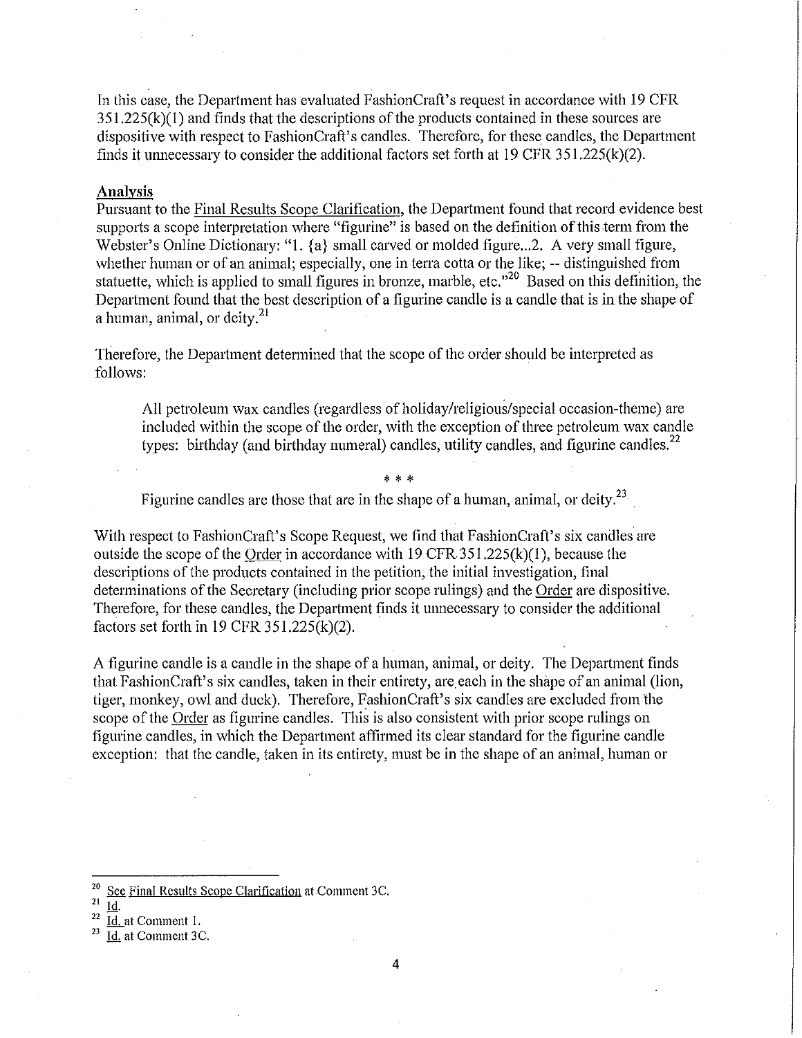In this case, the Department has evaluated FashionCraft's request in accordance with 19 CFR 351.225(k)(1) and finds that the descriptions of the products contained in these sources are dispositive with respect to FashionCraft's candles. Therefore, for these candles, the Department finds it unnecessary to consider the additional factors set forth at 19 CFR 351.225(k)(2).

**Analysis**

Pursuant to the Final Results Scope Clarification, the Department found that record evidence best supports a scope interpretation where "figurine" is based on the definition of this term from the Webster's Online Dictionary: "1. {a} small carved or molded figure...2. A very small figure, whether human or of an animal; especially, one in terra cotta or the like; -- distinguished from statuette, which is applied to small figures in bronze, marble, etc."[20] Based on this definition, the Department found that the best description of a figurine candle is a candle that is in the shape of a human, animal, or deity.[21]

Therefore, the Department determined that the scope of the order should be interpreted as follows:

> All petroleum wax candles (regardless of holiday/religious/special occasion-theme) are included within the scope of the order, with the exception of three petroleum wax candle types: birthday (and birthday numeral) candles, utility candles, and figurine candles.[22]
>
> \* \* \*
>
> Figurine candles are those that are in the shape of a human, animal, or deity.[23]

With respect to FashionCraft's Scope Request, we find that FashionCraft's six candles are outside the scope of the Order in accordance with 19 CFR 351.225(k)(1), because the descriptions of the products contained in the petition, the initial investigation, final determinations of the Secretary (including prior scope rulings) and the Order are dispositive. Therefore, for these candles, the Department finds it unnecessary to consider the additional factors set forth in 19 CFR 351.225(k)(2).

A figurine candle is a candle in the shape of a human, animal, or deity. The Department finds that FashionCraft's six candles, taken in their entirety, are each in the shape of an animal (lion, tiger, monkey, owl and duck). Therefore, FashionCraft's six candles are excluded from the scope of the Order as figurine candles. This is also consistent with prior scope rulings on figurine candles, in which the Department affirmed its clear standard for the figurine candle exception: that the candle, taken in its entirety, must be in the shape of an animal, human or

---

[20] See Final Results Scope Clarification at Comment 3C.

[21] Id.

[22] Id. at Comment 1.

[23] Id. at Comment 3C.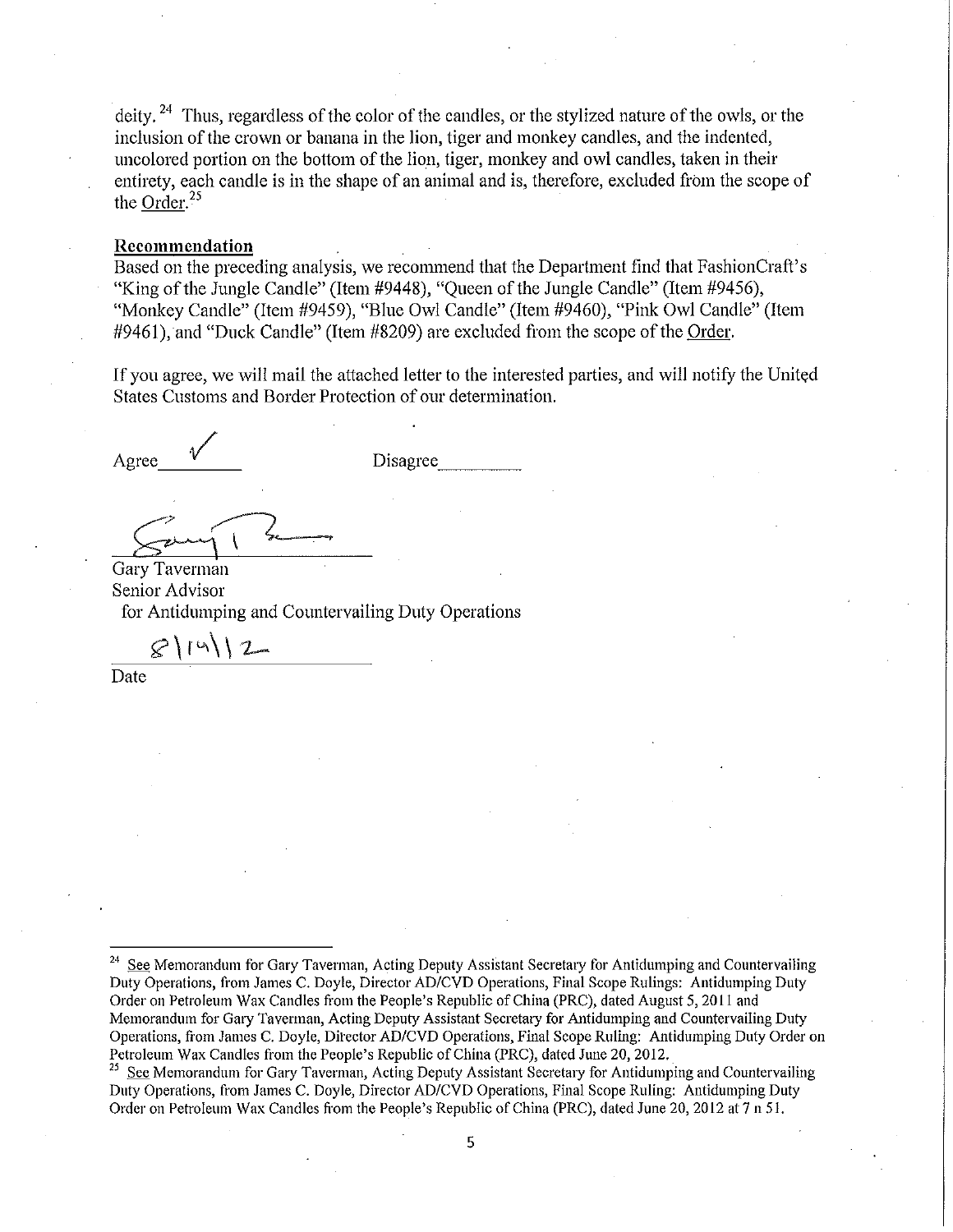deity.[24] Thus, regardless of the color of the candles, or the stylized nature of the owls, or the inclusion of the crown or banana in the lion, tiger and monkey candles, and the indented, uncolored portion on the bottom of the lion, tiger, monkey and owl candles, taken in their entirety, each candle is in the shape of an animal and is, therefore, excluded from the scope of the Order.[25]

**Recommendation**

Based on the preceding analysis, we recommend that the Department find that FashionCraft's "King of the Jungle Candle" (Item #9448), "Queen of the Jungle Candle" (Item #9456), "Monkey Candle" (Item #9459), "Blue Owl Candle" (Item #9460), "Pink Owl Candle" (Item #9461), and "Duck Candle" (Item #8209) are excluded from the scope of the Order.

If you agree, we will mail the attached letter to the interested parties, and will notify the United States Customs and Border Protection of our determination.

Agree ✓ Disagree ________

Gary Taverman
Senior Advisor
for Antidumping and Countervailing Duty Operations

8/14/12
Date

---

[24] See Memorandum for Gary Taverman, Acting Deputy Assistant Secretary for Antidumping and Countervailing Duty Operations, from James C. Doyle, Director AD/CVD Operations, Final Scope Rulings: Antidumping Duty Order on Petroleum Wax Candles from the People's Republic of China (PRC), dated August 5, 2011 and Memorandum for Gary Taverman, Acting Deputy Assistant Secretary for Antidumping and Countervailing Duty Operations, from James C. Doyle, Director AD/CVD Operations, Final Scope Ruling: Antidumping Duty Order on Petroleum Wax Candles from the People's Republic of China (PRC), dated June 20, 2012.

[25] See Memorandum for Gary Taverman, Acting Deputy Assistant Secretary for Antidumping and Countervailing Duty Operations, from James C. Doyle, Director AD/CVD Operations, Final Scope Ruling: Antidumping Duty Order on Petroleum Wax Candles from the People's Republic of China (PRC), dated June 20, 2012 at 7 n 51.